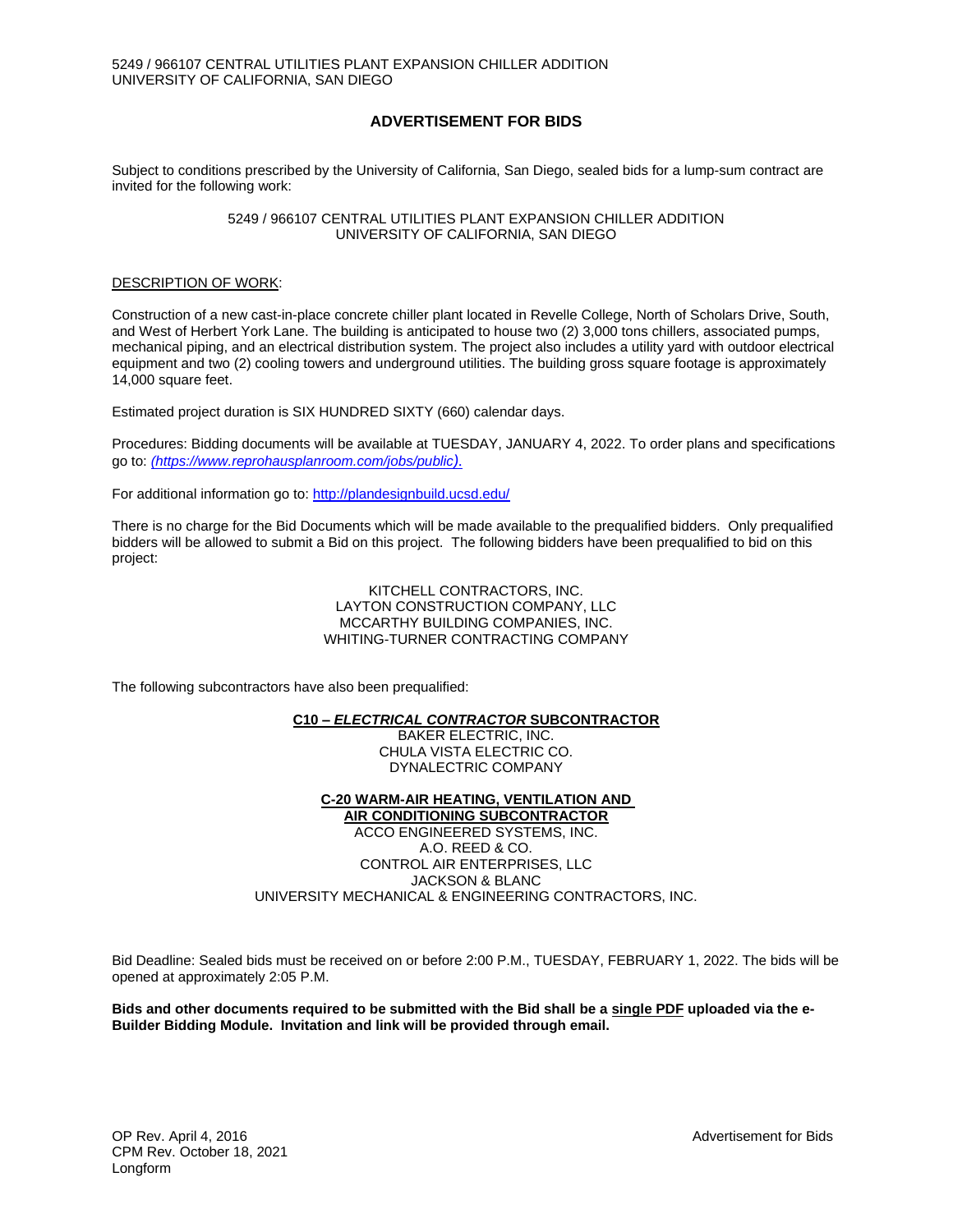5249 / 966107 CENTRAL UTILITIES PLANT EXPANSION CHILLER ADDITION
UNIVERSITY OF CALIFORNIA, SAN DIEGO

# ADVERTISEMENT FOR BIDS

Subject to conditions prescribed by the University of California, San Diego, sealed bids for a lump-sum contract are invited for the following work:

5249 / 966107 CENTRAL UTILITIES PLANT EXPANSION CHILLER ADDITION
UNIVERSITY OF CALIFORNIA, SAN DIEGO

## DESCRIPTION OF WORK:

Construction of a new cast-in-place concrete chiller plant located in Revelle College, North of Scholars Drive, South, and West of Herbert York Lane. The building is anticipated to house two (2) 3,000 tons chillers, associated pumps, mechanical piping, and an electrical distribution system. The project also includes a utility yard with outdoor electrical equipment and two (2) cooling towers and underground utilities. The building gross square footage is approximately 14,000 square feet.

Estimated project duration is SIX HUNDRED SIXTY (660) calendar days.

Procedures: Bidding documents will be available at TUESDAY, JANUARY 4, 2022. To order plans and specifications go to: *(https://www.reprohausplanroom.com/jobs/public)*.

For additional information go to: http://plandesignbuild.ucsd.edu/

There is no charge for the Bid Documents which will be made available to the prequalified bidders. Only prequalified bidders will be allowed to submit a Bid on this project. The following bidders have been prequalified to bid on this project:

KITCHELL CONTRACTORS, INC.
LAYTON CONSTRUCTION COMPANY, LLC
MCCARTHY BUILDING COMPANIES, INC.
WHITING-TURNER CONTRACTING COMPANY

The following subcontractors have also been prequalified:

**C10 – *ELECTRICAL CONTRACTOR* SUBCONTRACTOR**

BAKER ELECTRIC, INC.
CHULA VISTA ELECTRIC CO.
DYNALECTRIC COMPANY

**C-20 WARM-AIR HEATING, VENTILATION AND AIR CONDITIONING SUBCONTRACTOR**

ACCO ENGINEERED SYSTEMS, INC.
A.O. REED & CO.
CONTROL AIR ENTERPRISES, LLC
JACKSON & BLANC
UNIVERSITY MECHANICAL & ENGINEERING CONTRACTORS, INC.

Bid Deadline: Sealed bids must be received on or before 2:00 P.M., TUESDAY, FEBRUARY 1, 2022. The bids will be opened at approximately 2:05 P.M.

**Bids and other documents required to be submitted with the Bid shall be a single PDF uploaded via the e-Builder Bidding Module. Invitation and link will be provided through email.**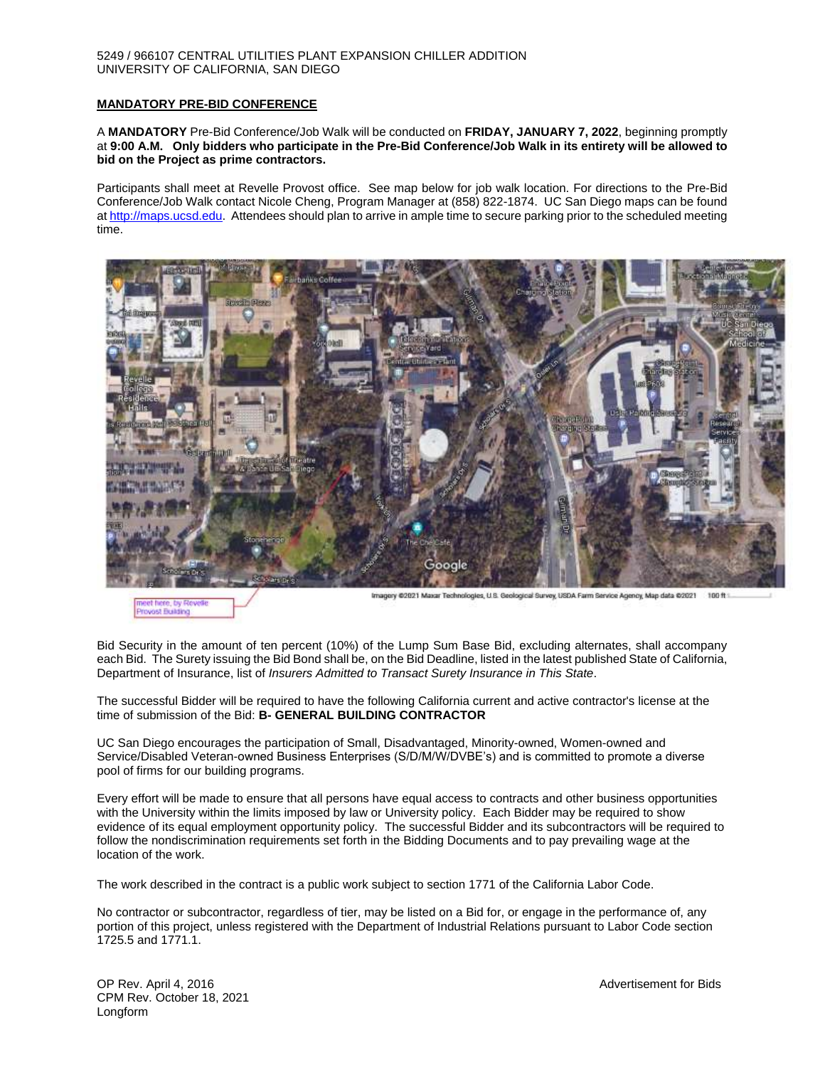5249 / 966107 CENTRAL UTILITIES PLANT EXPANSION CHILLER ADDITION
UNIVERSITY OF CALIFORNIA, SAN DIEGO

**MANDATORY PRE-BID CONFERENCE**

A **MANDATORY** Pre-Bid Conference/Job Walk will be conducted on **FRIDAY, JANUARY 7, 2022**, beginning promptly at **9:00 A.M. Only bidders who participate in the Pre-Bid Conference/Job Walk in its entirety will be allowed to bid on the Project as prime contractors.**

Participants shall meet at Revelle Provost office. See map below for job walk location. For directions to the Pre-Bid Conference/Job Walk contact Nicole Cheng, Program Manager at (858) 822-1874. UC San Diego maps can be found at http://maps.ucsd.edu. Attendees should plan to arrive in ample time to secure parking prior to the scheduled meeting time.

meet here, by Revelle Provost Building

Imagery ©2021 Maxar Technologies, U.S. Geological Survey, USDA Farm Service Agency, Map data ©2021 100 ft

Bid Security in the amount of ten percent (10%) of the Lump Sum Base Bid, excluding alternates, shall accompany each Bid. The Surety issuing the Bid Bond shall be, on the Bid Deadline, listed in the latest published State of California, Department of Insurance, list of *Insurers Admitted to Transact Surety Insurance in This State*.

The successful Bidder will be required to have the following California current and active contractor's license at the time of submission of the Bid: **B- GENERAL BUILDING CONTRACTOR**

UC San Diego encourages the participation of Small, Disadvantaged, Minority-owned, Women-owned and Service/Disabled Veteran-owned Business Enterprises (S/D/M/W/DVBE's) and is committed to promote a diverse pool of firms for our building programs.

Every effort will be made to ensure that all persons have equal access to contracts and other business opportunities with the University within the limits imposed by law or University policy. Each Bidder may be required to show evidence of its equal employment opportunity policy. The successful Bidder and its subcontractors will be required to follow the nondiscrimination requirements set forth in the Bidding Documents and to pay prevailing wage at the location of the work.

The work described in the contract is a public work subject to section 1771 of the California Labor Code.

No contractor or subcontractor, regardless of tier, may be listed on a Bid for, or engage in the performance of, any portion of this project, unless registered with the Department of Industrial Relations pursuant to Labor Code section 1725.5 and 1771.1.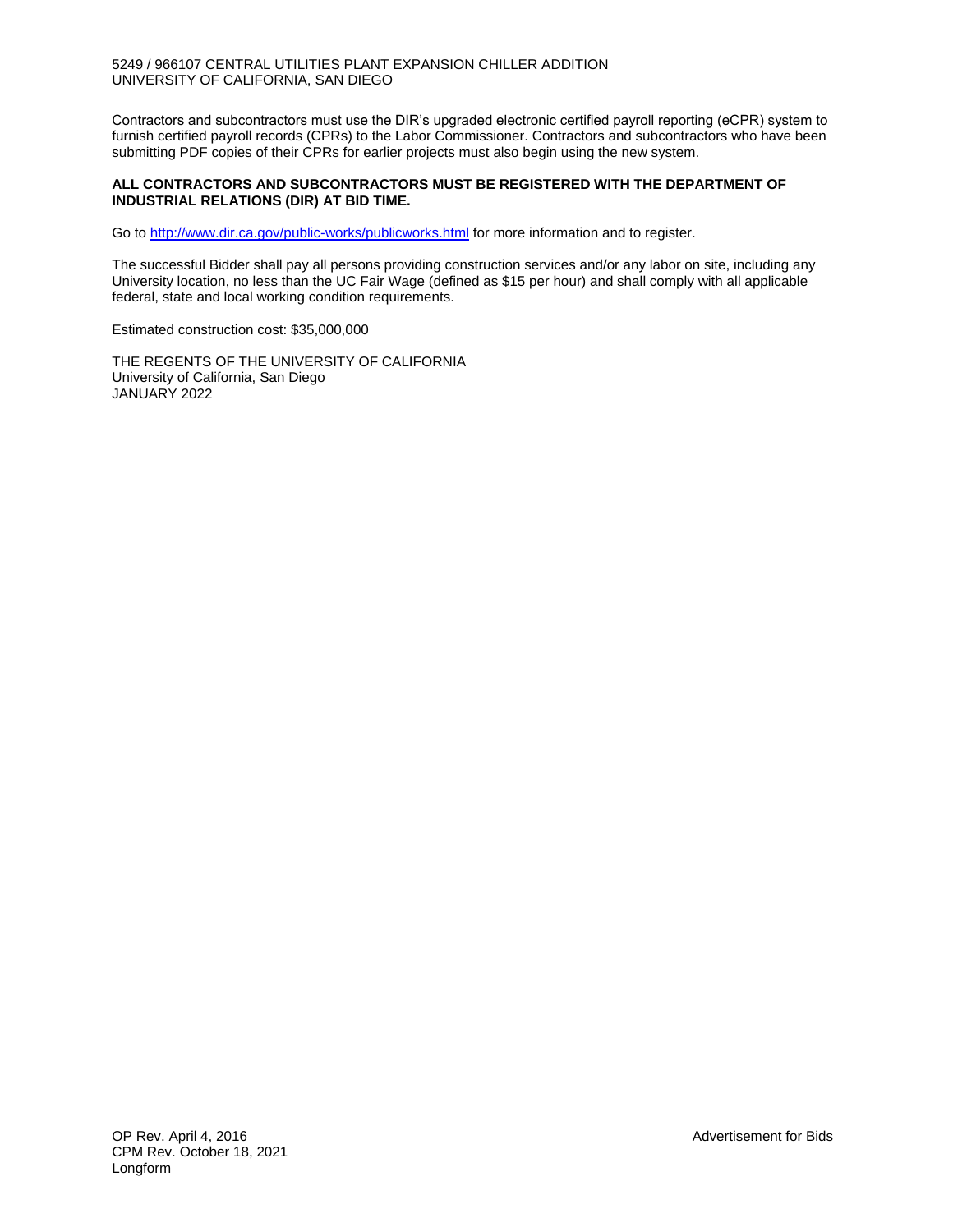Contractors and subcontractors must use the DIR's upgraded electronic certified payroll reporting (eCPR) system to furnish certified payroll records (CPRs) to the Labor Commissioner. Contractors and subcontractors who have been submitting PDF copies of their CPRs for earlier projects must also begin using the new system.

**ALL CONTRACTORS AND SUBCONTRACTORS MUST BE REGISTERED WITH THE DEPARTMENT OF INDUSTRIAL RELATIONS (DIR) AT BID TIME.**

Go to http://www.dir.ca.gov/public-works/publicworks.html for more information and to register.

The successful Bidder shall pay all persons providing construction services and/or any labor on site, including any University location, no less than the UC Fair Wage (defined as $15 per hour) and shall comply with all applicable federal, state and local working condition requirements.

Estimated construction cost: $35,000,000

THE REGENTS OF THE UNIVERSITY OF CALIFORNIA
University of California, San Diego
JANUARY 2022